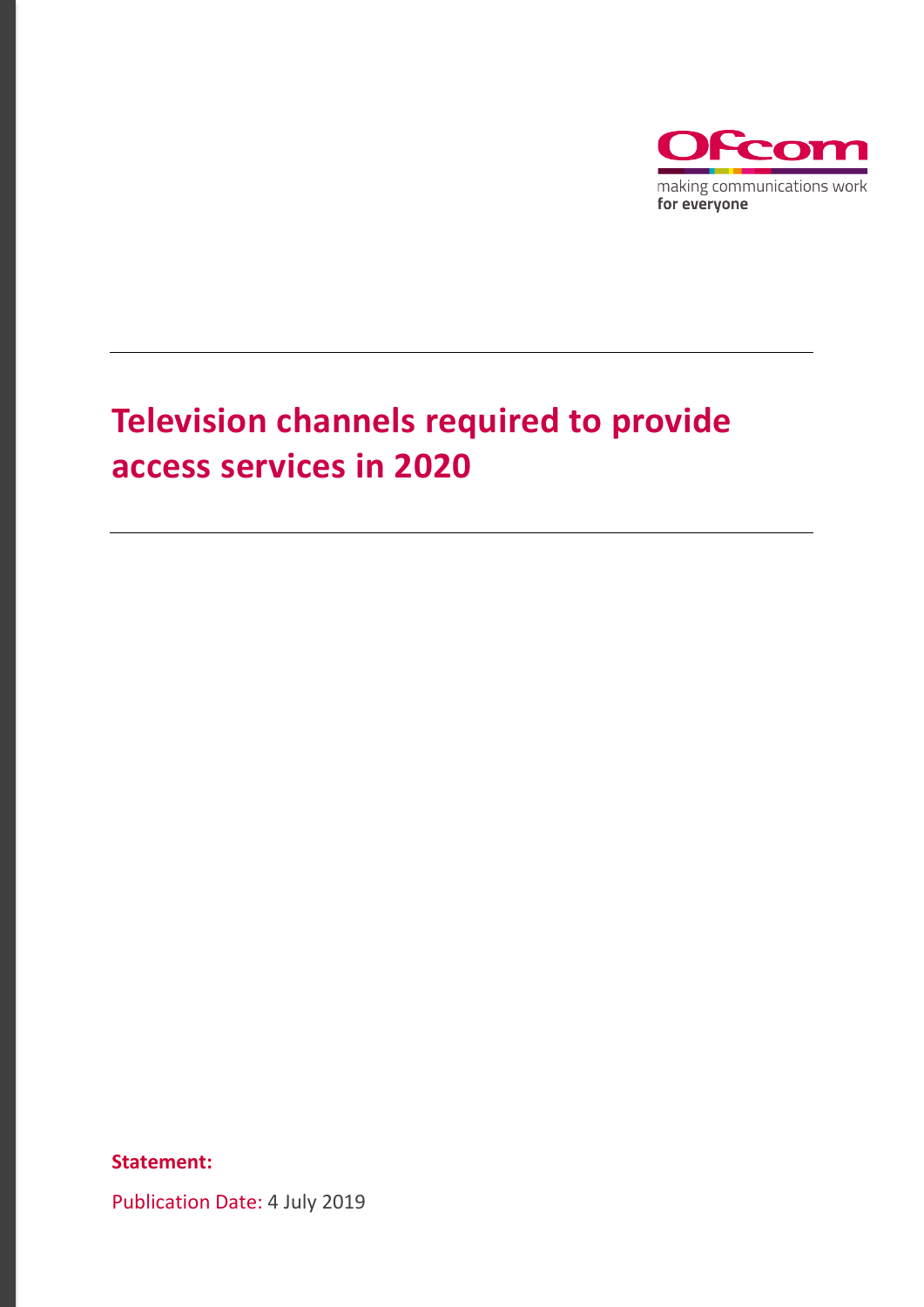Ofcom

making communications work
**for everyone**

# Television channels required to provide access services in 2020

**Statement:**

Publication Date: 4 July 2019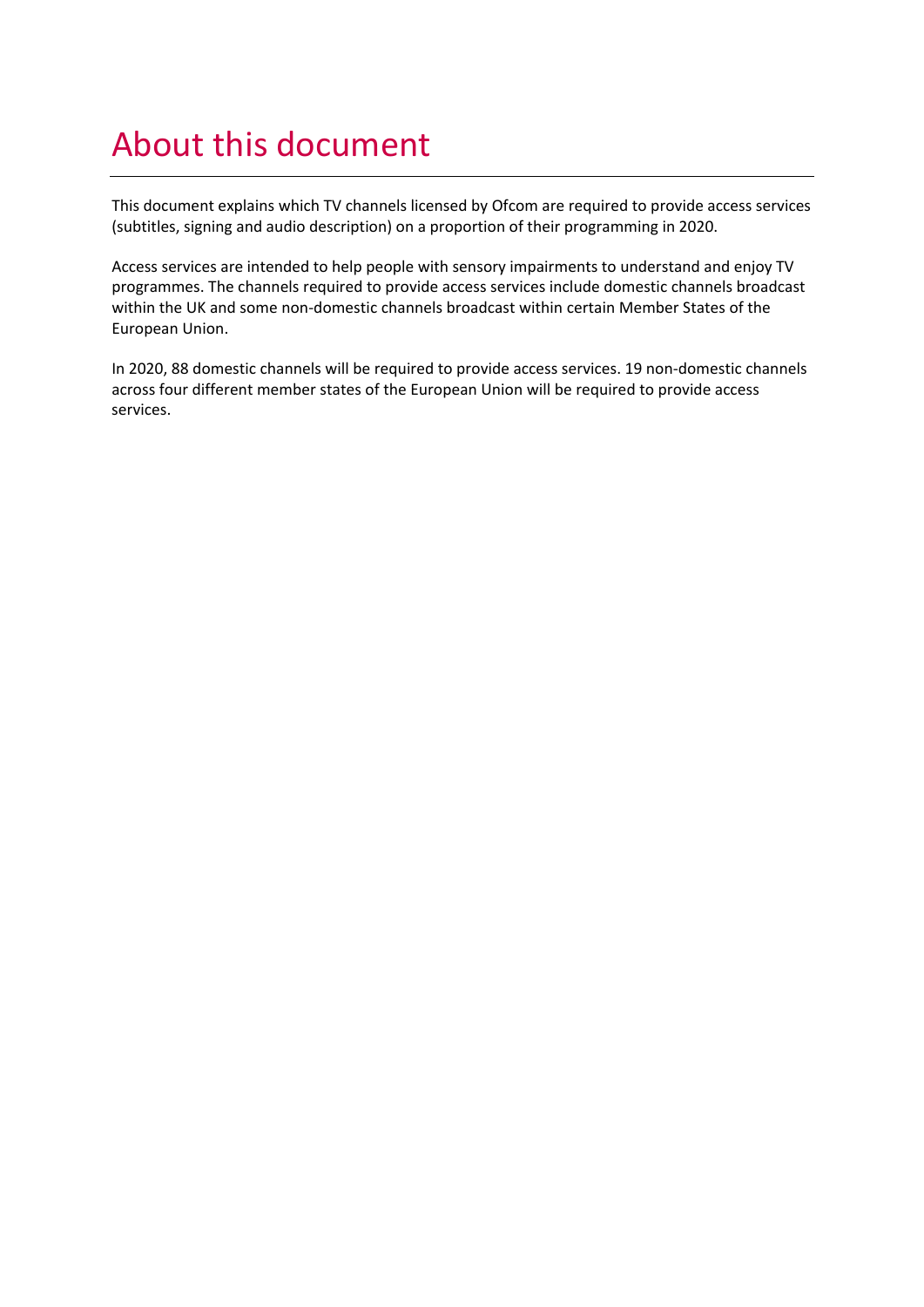# About this document

This document explains which TV channels licensed by Ofcom are required to provide access services (subtitles, signing and audio description) on a proportion of their programming in 2020.

Access services are intended to help people with sensory impairments to understand and enjoy TV programmes. The channels required to provide access services include domestic channels broadcast within the UK and some non-domestic channels broadcast within certain Member States of the European Union.

In 2020, 88 domestic channels will be required to provide access services. 19 non-domestic channels across four different member states of the European Union will be required to provide access services.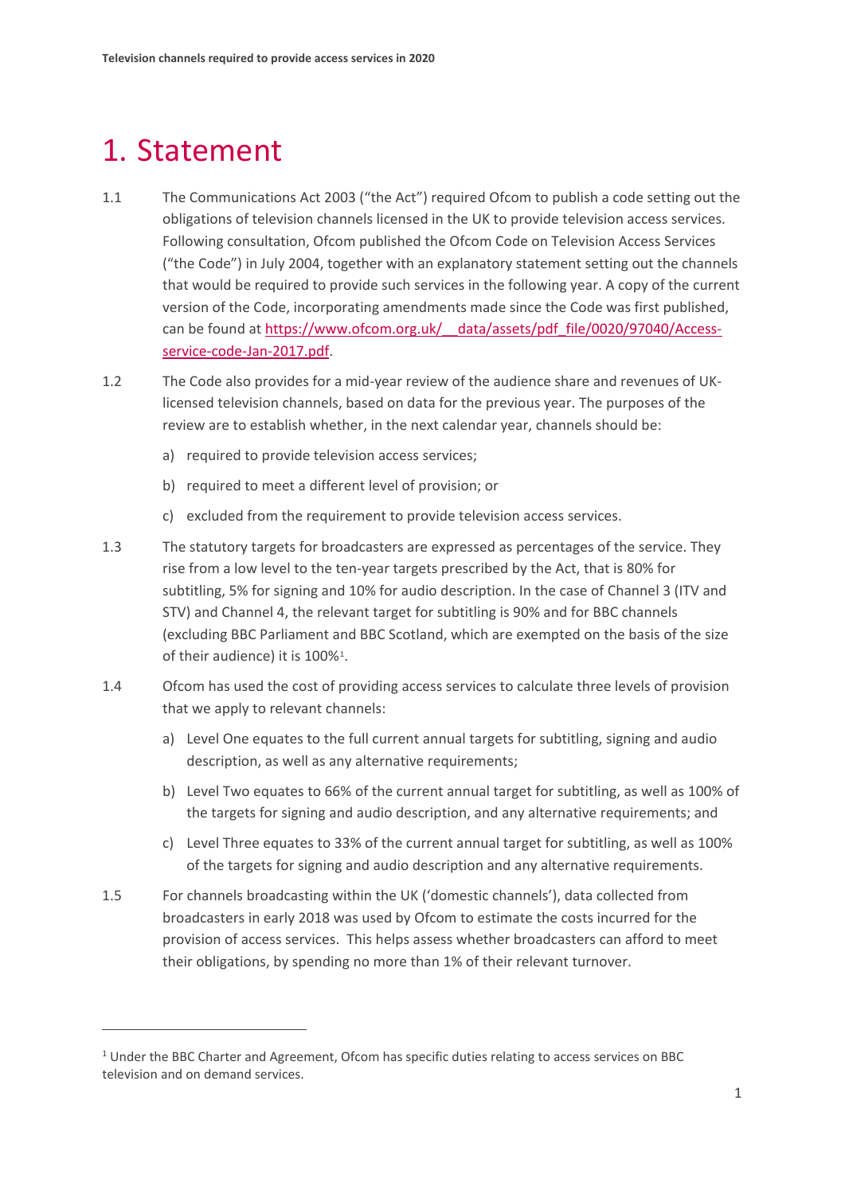# 1. Statement

1.1 The Communications Act 2003 ("the Act") required Ofcom to publish a code setting out the obligations of television channels licensed in the UK to provide television access services. Following consultation, Ofcom published the Ofcom Code on Television Access Services ("the Code") in July 2004, together with an explanatory statement setting out the channels that would be required to provide such services in the following year. A copy of the current version of the Code, incorporating amendments made since the Code was first published, can be found at [https://www.ofcom.org.uk/__data/assets/pdf_file/0020/97040/Access-service-code-Jan-2017.pdf](https://www.ofcom.org.uk/__data/assets/pdf_file/0020/97040/Access-service-code-Jan-2017.pdf).

1.2 The Code also provides for a mid-year review of the audience share and revenues of UK-licensed television channels, based on data for the previous year. The purposes of the review are to establish whether, in the next calendar year, channels should be:

a) required to provide television access services;

b) required to meet a different level of provision; or

c) excluded from the requirement to provide television access services.

1.3 The statutory targets for broadcasters are expressed as percentages of the service. They rise from a low level to the ten-year targets prescribed by the Act, that is 80% for subtitling, 5% for signing and 10% for audio description. In the case of Channel 3 (ITV and STV) and Channel 4, the relevant target for subtitling is 90% and for BBC channels (excluding BBC Parliament and BBC Scotland, which are exempted on the basis of the size of their audience) it is 100%[1].

1.4 Ofcom has used the cost of providing access services to calculate three levels of provision that we apply to relevant channels:

a) Level One equates to the full current annual targets for subtitling, signing and audio description, as well as any alternative requirements;

b) Level Two equates to 66% of the current annual target for subtitling, as well as 100% of the targets for signing and audio description, and any alternative requirements; and

c) Level Three equates to 33% of the current annual target for subtitling, as well as 100% of the targets for signing and audio description and any alternative requirements.

1.5 For channels broadcasting within the UK ('domestic channels'), data collected from broadcasters in early 2018 was used by Ofcom to estimate the costs incurred for the provision of access services. This helps assess whether broadcasters can afford to meet their obligations, by spending no more than 1% of their relevant turnover.

---

[1] Under the BBC Charter and Agreement, Ofcom has specific duties relating to access services on BBC television and on demand services.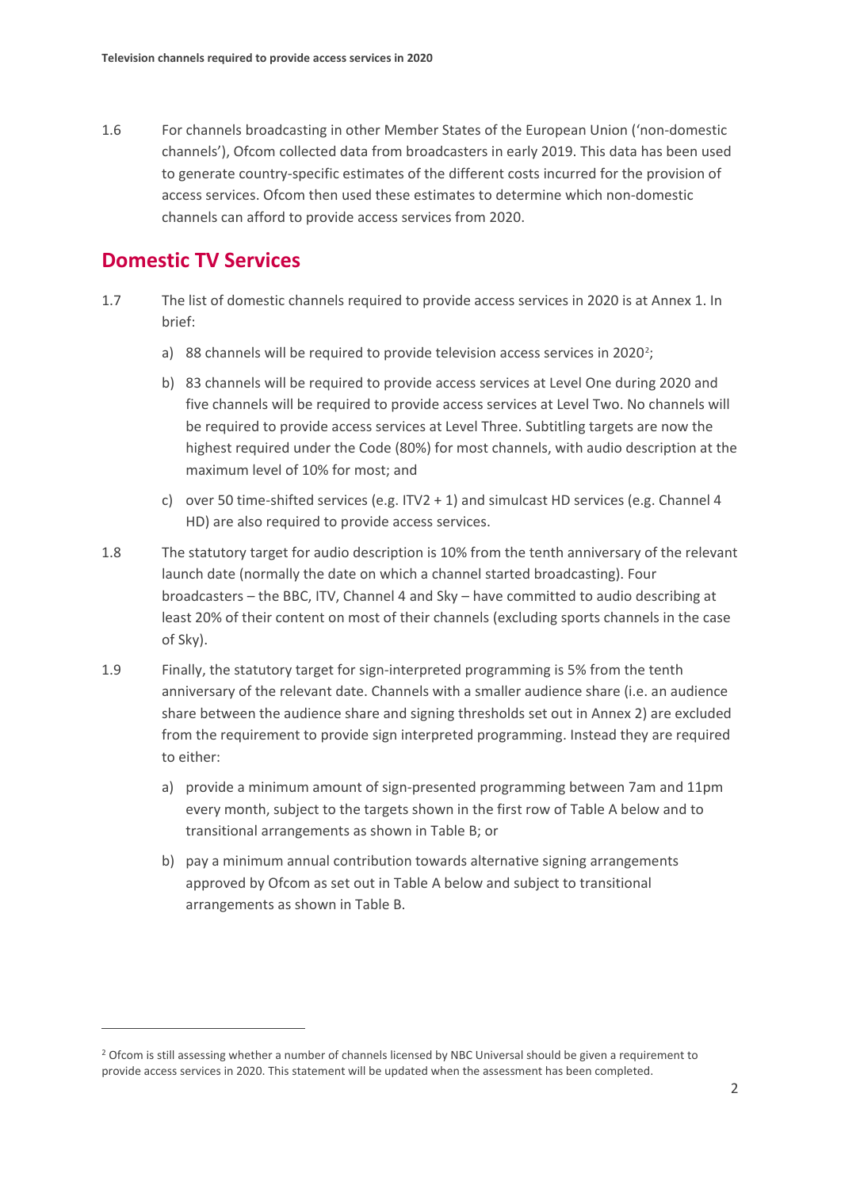1.6 For channels broadcasting in other Member States of the European Union ('non-domestic channels'), Ofcom collected data from broadcasters in early 2019. This data has been used to generate country-specific estimates of the different costs incurred for the provision of access services. Ofcom then used these estimates to determine which non-domestic channels can afford to provide access services from 2020.

## Domestic TV Services

1.7 The list of domestic channels required to provide access services in 2020 is at Annex 1. In brief:

a) 88 channels will be required to provide television access services in 2020[2];

b) 83 channels will be required to provide access services at Level One during 2020 and five channels will be required to provide access services at Level Two. No channels will be required to provide access services at Level Three. Subtitling targets are now the highest required under the Code (80%) for most channels, with audio description at the maximum level of 10% for most; and

c) over 50 time-shifted services (e.g. ITV2 + 1) and simulcast HD services (e.g. Channel 4 HD) are also required to provide access services.

1.8 The statutory target for audio description is 10% from the tenth anniversary of the relevant launch date (normally the date on which a channel started broadcasting). Four broadcasters – the BBC, ITV, Channel 4 and Sky – have committed to audio describing at least 20% of their content on most of their channels (excluding sports channels in the case of Sky).

1.9 Finally, the statutory target for sign-interpreted programming is 5% from the tenth anniversary of the relevant date. Channels with a smaller audience share (i.e. an audience share between the audience share and signing thresholds set out in Annex 2) are excluded from the requirement to provide sign interpreted programming. Instead they are required to either:

a) provide a minimum amount of sign-presented programming between 7am and 11pm every month, subject to the targets shown in the first row of Table A below and to transitional arrangements as shown in Table B; or

b) pay a minimum annual contribution towards alternative signing arrangements approved by Ofcom as set out in Table A below and subject to transitional arrangements as shown in Table B.

[2] Ofcom is still assessing whether a number of channels licensed by NBC Universal should be given a requirement to provide access services in 2020. This statement will be updated when the assessment has been completed.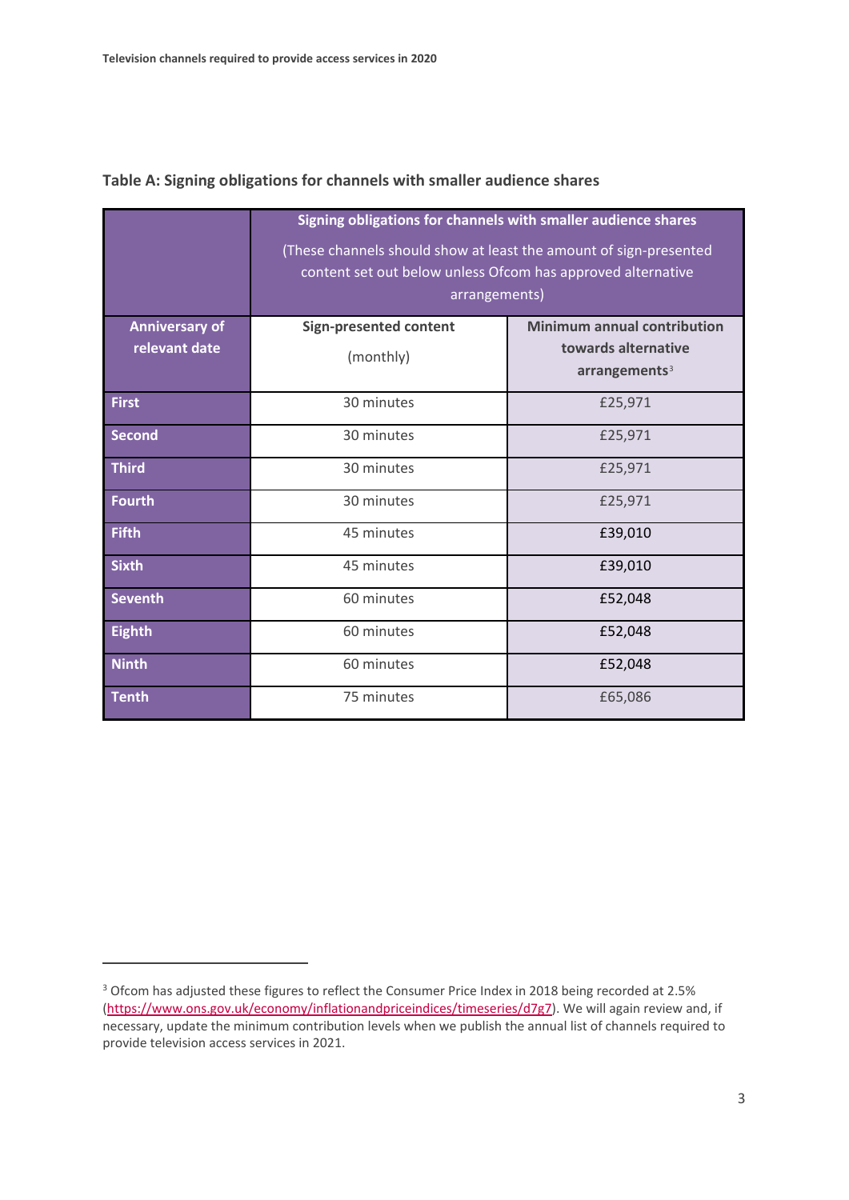### Table A: Signing obligations for channels with smaller audience shares

| | **Signing obligations for channels with smaller audience shares** (These channels should show at least the amount of sign-presented content set out below unless Ofcom has approved alternative arrangements) | |
|---|---|---|
| **Anniversary of relevant date** | **Sign-presented content** (monthly) | **Minimum annual contribution towards alternative arrangements**[3] |
| **First** | 30 minutes | £25,971 |
| **Second** | 30 minutes | £25,971 |
| **Third** | 30 minutes | £25,971 |
| **Fourth** | 30 minutes | £25,971 |
| **Fifth** | 45 minutes | £39,010 |
| **Sixth** | 45 minutes | £39,010 |
| **Seventh** | 60 minutes | £52,048 |
| **Eighth** | 60 minutes | £52,048 |
| **Ninth** | 60 minutes | £52,048 |
| **Tenth** | 75 minutes | £65,086 |

[3] Ofcom has adjusted these figures to reflect the Consumer Price Index in 2018 being recorded at 2.5% (https://www.ons.gov.uk/economy/inflationandpriceindices/timeseries/d7g7). We will again review and, if necessary, update the minimum contribution levels when we publish the annual list of channels required to provide television access services in 2021.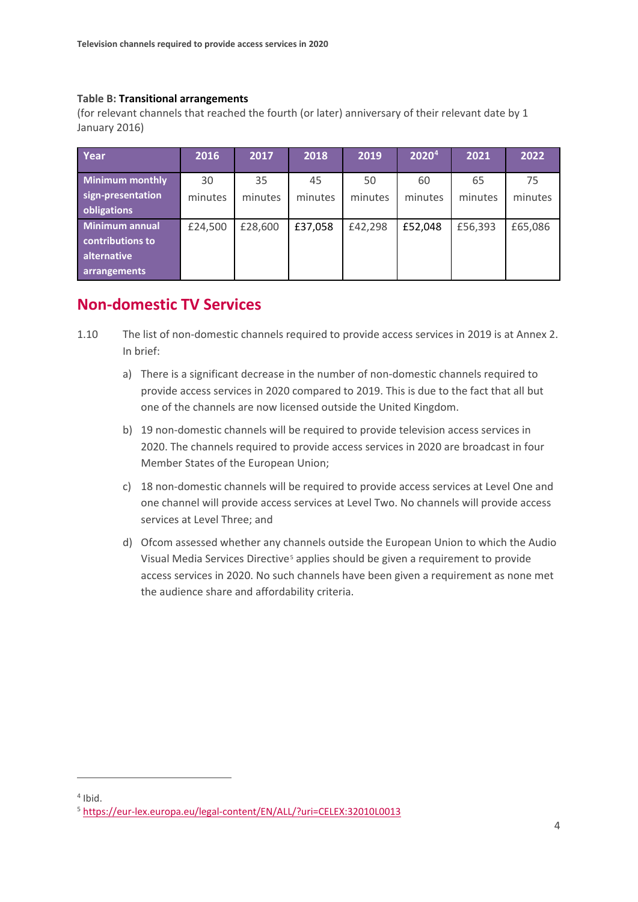**Table B: Transitional arrangements**

(for relevant channels that reached the fourth (or later) anniversary of their relevant date by 1 January 2016)

| Year | 2016 | 2017 | 2018 | 2019 | 2020[4] | 2021 | 2022 |
|---|---|---|---|---|---|---|---|
| Minimum monthly sign-presentation obligations | 30 minutes | 35 minutes | 45 minutes | 50 minutes | 60 minutes | 65 minutes | 75 minutes |
| Minimum annual contributions to alternative arrangements | £24,500 | £28,600 | £37,058 | £42,298 | £52,048 | £56,393 | £65,086 |

## Non-domestic TV Services

1.10 The list of non-domestic channels required to provide access services in 2019 is at Annex 2. In brief:

a) There is a significant decrease in the number of non-domestic channels required to provide access services in 2020 compared to 2019. This is due to the fact that all but one of the channels are now licensed outside the United Kingdom.

b) 19 non-domestic channels will be required to provide television access services in 2020. The channels required to provide access services in 2020 are broadcast in four Member States of the European Union;

c) 18 non-domestic channels will be required to provide access services at Level One and one channel will provide access services at Level Two. No channels will provide access services at Level Three; and

d) Ofcom assessed whether any channels outside the European Union to which the Audio Visual Media Services Directive[5] applies should be given a requirement to provide access services in 2020. No such channels have been given a requirement as none met the audience share and affordability criteria.

---

[4] Ibid.

[5] https://eur-lex.europa.eu/legal-content/EN/ALL/?uri=CELEX:32010L0013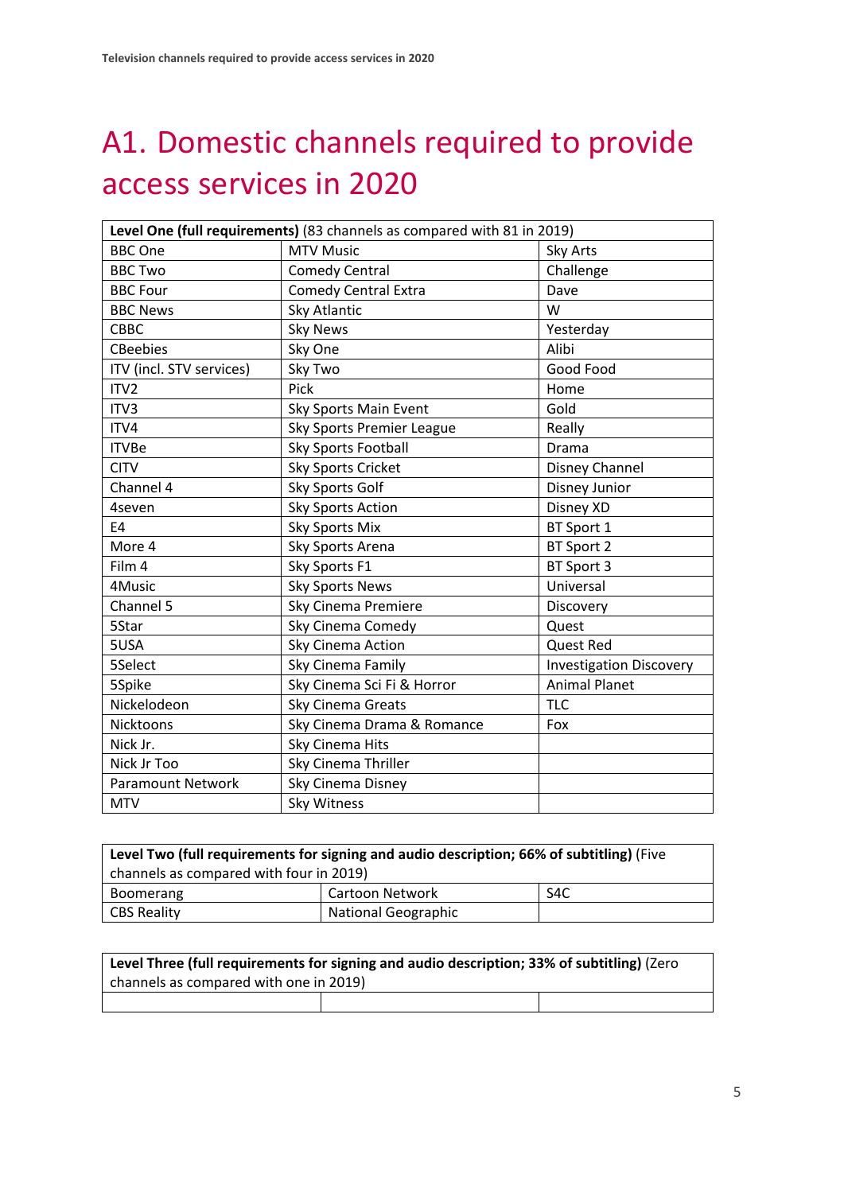# A1. Domestic channels required to provide access services in 2020

| **Level One (full requirements)** (83 channels as compared with 81 in 2019) | | |
|---|---|---|
| BBC One | MTV Music | Sky Arts |
| BBC Two | Comedy Central | Challenge |
| BBC Four | Comedy Central Extra | Dave |
| BBC News | Sky Atlantic | W |
| CBBC | Sky News | Yesterday |
| CBeebies | Sky One | Alibi |
| ITV (incl. STV services) | Sky Two | Good Food |
| ITV2 | Pick | Home |
| ITV3 | Sky Sports Main Event | Gold |
| ITV4 | Sky Sports Premier League | Really |
| ITVBe | Sky Sports Football | Drama |
| CITV | Sky Sports Cricket | Disney Channel |
| Channel 4 | Sky Sports Golf | Disney Junior |
| 4seven | Sky Sports Action | Disney XD |
| E4 | Sky Sports Mix | BT Sport 1 |
| More 4 | Sky Sports Arena | BT Sport 2 |
| Film 4 | Sky Sports F1 | BT Sport 3 |
| 4Music | Sky Sports News | Universal |
| Channel 5 | Sky Cinema Premiere | Discovery |
| 5Star | Sky Cinema Comedy | Quest |
| 5USA | Sky Cinema Action | Quest Red |
| 5Select | Sky Cinema Family | Investigation Discovery |
| 5Spike | Sky Cinema Sci Fi & Horror | Animal Planet |
| Nickelodeon | Sky Cinema Greats | TLC |
| Nicktoons | Sky Cinema Drama & Romance | Fox |
| Nick Jr. | Sky Cinema Hits | |
| Nick Jr Too | Sky Cinema Thriller | |
| Paramount Network | Sky Cinema Disney | |
| MTV | Sky Witness | |

| **Level Two (full requirements for signing and audio description; 66% of subtitling)** (Five channels as compared with four in 2019) | | |
|---|---|---|
| Boomerang | Cartoon Network | S4C |
| CBS Reality | National Geographic | |

| **Level Three (full requirements for signing and audio description; 33% of subtitling)** (Zero channels as compared with one in 2019) | | |
|---|---|---|
| | | |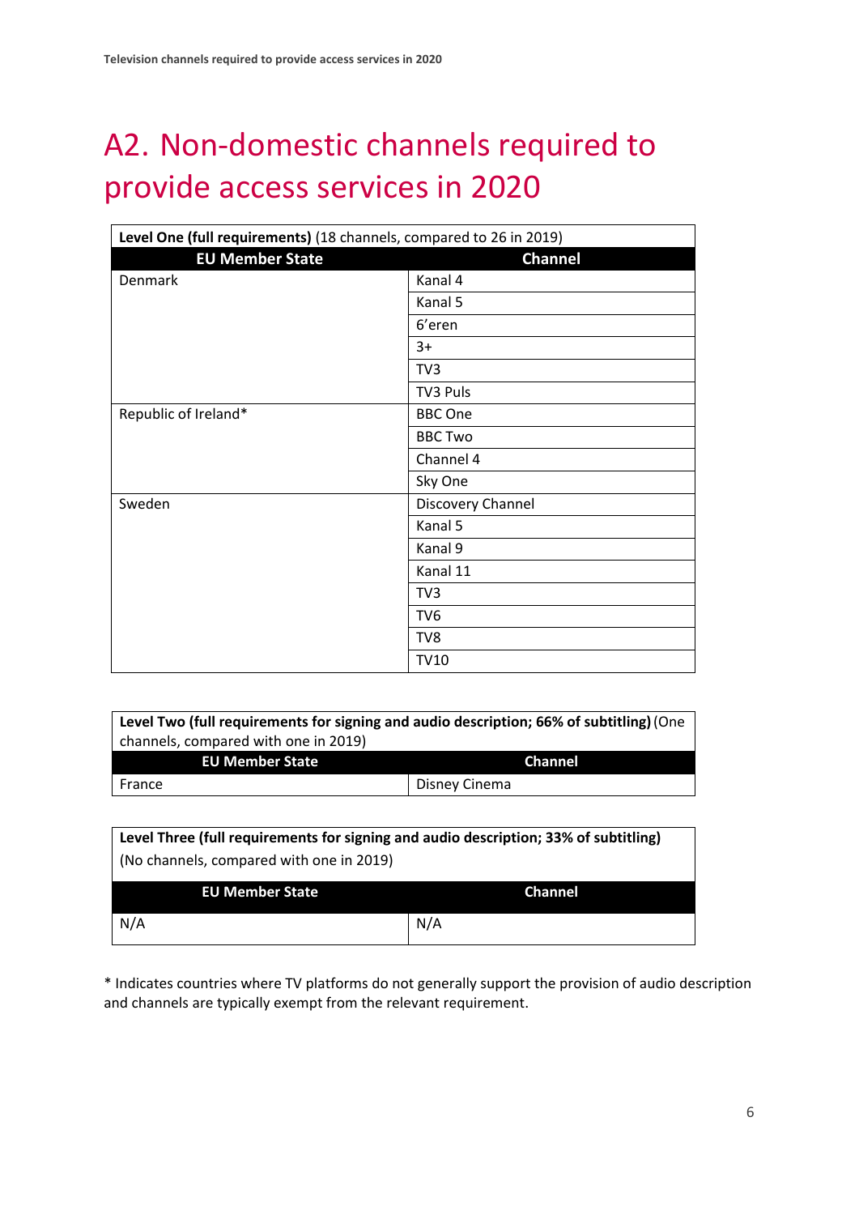# A2. Non-domestic channels required to provide access services in 2020

| **Level One (full requirements)** (18 channels, compared to 26 in 2019) | |
|---|---|
| **EU Member State** | **Channel** |
| Denmark | Kanal 4 |
| | Kanal 5 |
| | 6'eren |
| | 3+ |
| | TV3 |
| | TV3 Puls |
| Republic of Ireland* | BBC One |
| | BBC Two |
| | Channel 4 |
| | Sky One |
| Sweden | Discovery Channel |
| | Kanal 5 |
| | Kanal 9 |
| | Kanal 11 |
| | TV3 |
| | TV6 |
| | TV8 |
| | TV10 |

| **Level Two (full requirements for signing and audio description; 66% of subtitling)** (One channels, compared with one in 2019) | |
|---|---|
| **EU Member State** | **Channel** |
| France | Disney Cinema |

| **Level Three (full requirements for signing and audio description; 33% of subtitling)** (No channels, compared with one in 2019) | |
|---|---|
| **EU Member State** | **Channel** |
| N/A | N/A |

* Indicates countries where TV platforms do not generally support the provision of audio description and channels are typically exempt from the relevant requirement.